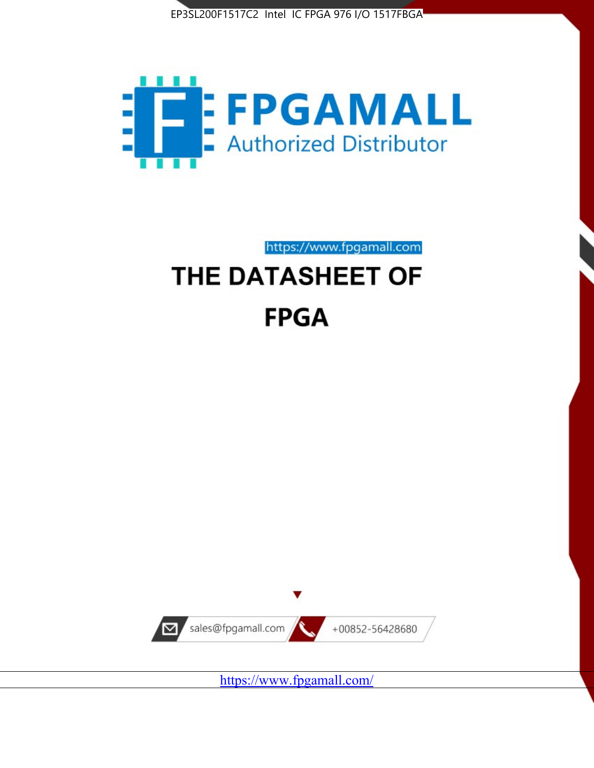EP3SL200F1517C2 Intel IC FPGA 976 I/O 1517FBGA

FPGAMALL

Authorized Distributor

https://www.fpgamall.com

# THE DATASHEET OF

# FPGA

sales@fpgamall.com

+00852-56428680

https://www.fpgamall.com/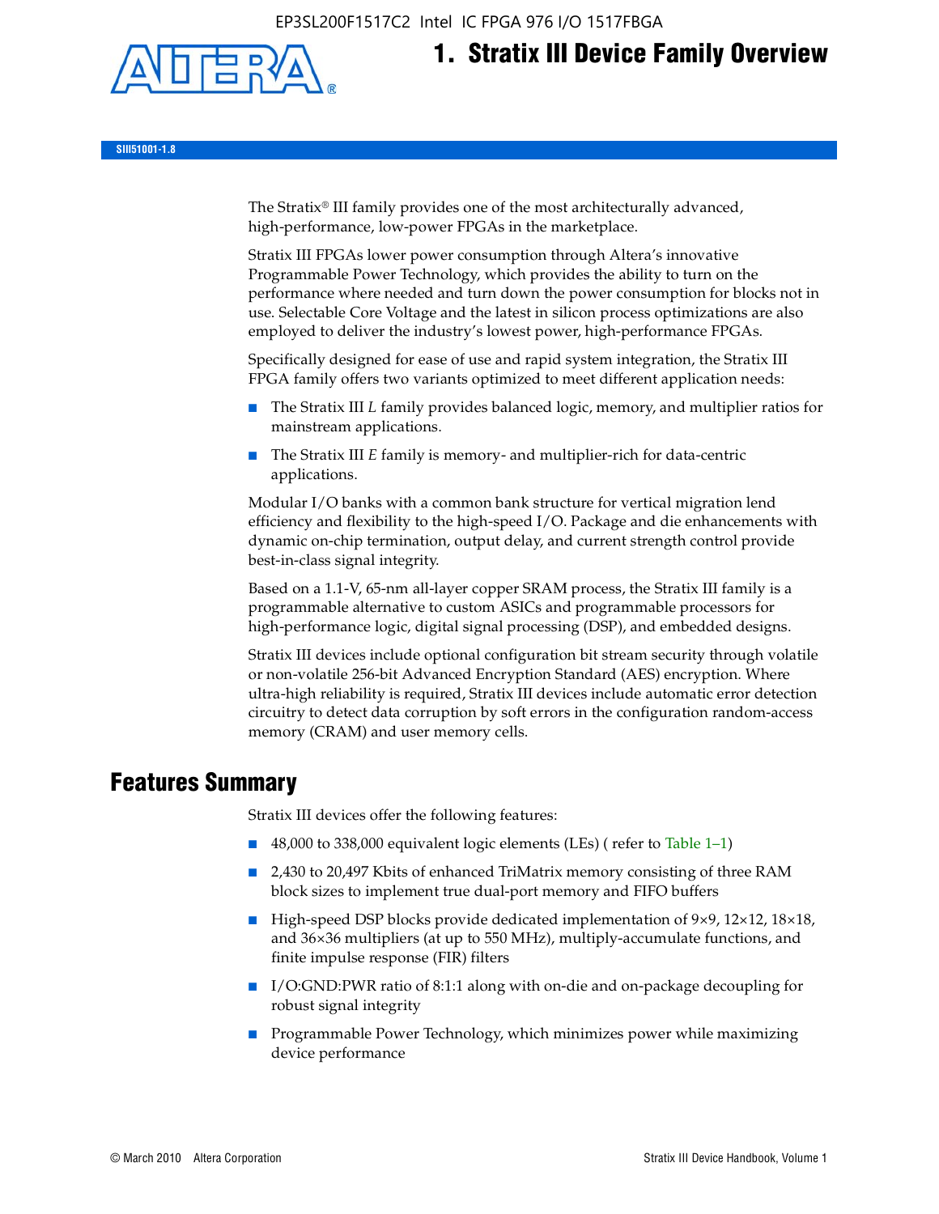# 1. Stratix III Device Family Overview

SIII51001-1.8

The Stratix® III family provides one of the most architecturally advanced, high-performance, low-power FPGAs in the marketplace.

Stratix III FPGAs lower power consumption through Altera's innovative Programmable Power Technology, which provides the ability to turn on the performance where needed and turn down the power consumption for blocks not in use. Selectable Core Voltage and the latest in silicon process optimizations are also employed to deliver the industry's lowest power, high-performance FPGAs.

Specifically designed for ease of use and rapid system integration, the Stratix III FPGA family offers two variants optimized to meet different application needs:

- The Stratix III *L* family provides balanced logic, memory, and multiplier ratios for mainstream applications.
- The Stratix III *E* family is memory- and multiplier-rich for data-centric applications.

Modular I/O banks with a common bank structure for vertical migration lend efficiency and flexibility to the high-speed I/O. Package and die enhancements with dynamic on-chip termination, output delay, and current strength control provide best-in-class signal integrity.

Based on a 1.1-V, 65-nm all-layer copper SRAM process, the Stratix III family is a programmable alternative to custom ASICs and programmable processors for high-performance logic, digital signal processing (DSP), and embedded designs.

Stratix III devices include optional configuration bit stream security through volatile or non-volatile 256-bit Advanced Encryption Standard (AES) encryption. Where ultra-high reliability is required, Stratix III devices include automatic error detection circuitry to detect data corruption by soft errors in the configuration random-access memory (CRAM) and user memory cells.

## Features Summary

Stratix III devices offer the following features:

- 48,000 to 338,000 equivalent logic elements (LEs) ( refer to Table 1–1)
- 2,430 to 20,497 Kbits of enhanced TriMatrix memory consisting of three RAM block sizes to implement true dual-port memory and FIFO buffers
- High-speed DSP blocks provide dedicated implementation of 9×9, 12×12, 18×18, and 36×36 multipliers (at up to 550 MHz), multiply-accumulate functions, and finite impulse response (FIR) filters
- I/O:GND:PWR ratio of 8:1:1 along with on-die and on-package decoupling for robust signal integrity
- Programmable Power Technology, which minimizes power while maximizing device performance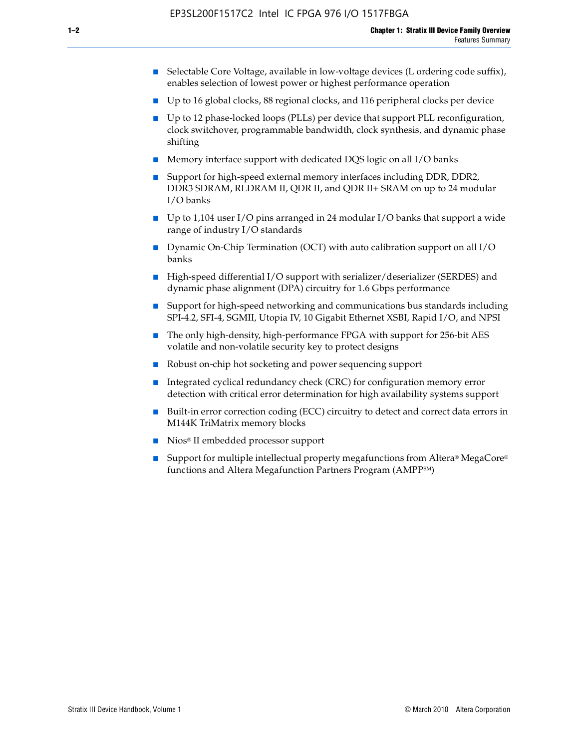- Selectable Core Voltage, available in low-voltage devices (L ordering code suffix), enables selection of lowest power or highest performance operation
- Up to 16 global clocks, 88 regional clocks, and 116 peripheral clocks per device
- Up to 12 phase-locked loops (PLLs) per device that support PLL reconfiguration, clock switchover, programmable bandwidth, clock synthesis, and dynamic phase shifting
- Memory interface support with dedicated DQS logic on all I/O banks
- Support for high-speed external memory interfaces including DDR, DDR2, DDR3 SDRAM, RLDRAM II, QDR II, and QDR II+ SRAM on up to 24 modular I/O banks
- Up to 1,104 user I/O pins arranged in 24 modular I/O banks that support a wide range of industry I/O standards
- Dynamic On-Chip Termination (OCT) with auto calibration support on all I/O banks
- High-speed differential I/O support with serializer/deserializer (SERDES) and dynamic phase alignment (DPA) circuitry for 1.6 Gbps performance
- Support for high-speed networking and communications bus standards including SPI-4.2, SFI-4, SGMII, Utopia IV, 10 Gigabit Ethernet XSBI, Rapid I/O, and NPSI
- The only high-density, high-performance FPGA with support for 256-bit AES volatile and non-volatile security key to protect designs
- Robust on-chip hot socketing and power sequencing support
- Integrated cyclical redundancy check (CRC) for configuration memory error detection with critical error determination for high availability systems support
- Built-in error correction coding (ECC) circuitry to detect and correct data errors in M144K TriMatrix memory blocks
- Nios® II embedded processor support
- Support for multiple intellectual property megafunctions from Altera® MegaCore® functions and Altera Megafunction Partners Program (AMPP℠)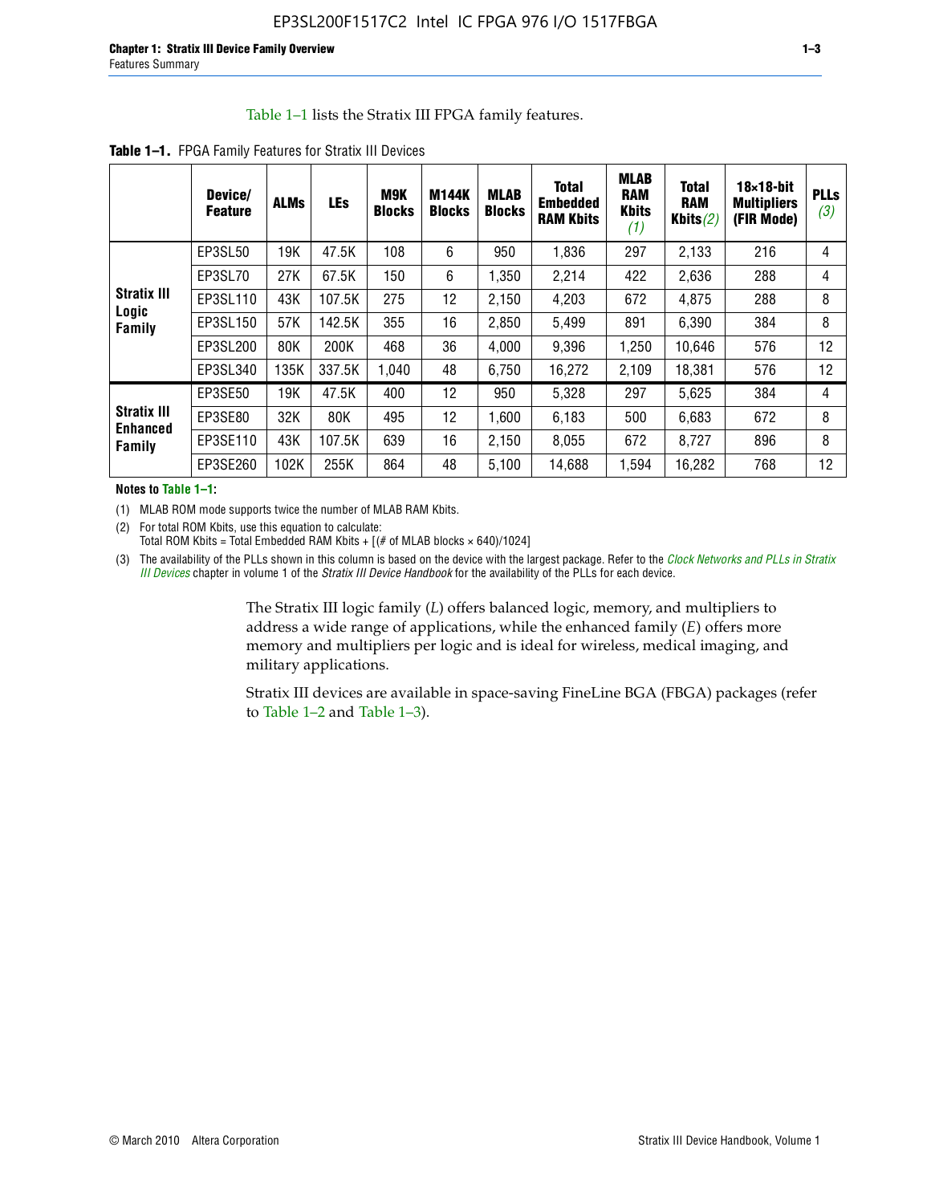Table 1–1 lists the Stratix III FPGA family features.

**Table 1–1.** FPGA Family Features for Stratix III Devices

| | Device/ Feature | ALMs | LEs | M9K Blocks | M144K Blocks | MLAB Blocks | Total Embedded RAM Kbits | MLAB RAM Kbits *(1)* | Total RAM Kbits *(2)* | 18×18-bit Multipliers (FIR Mode) | PLLs *(3)* |
|---|---|---|---|---|---|---|---|---|---|---|---|
| **Stratix III Logic Family** | EP3SL50 | 19K | 47.5K | 108 | 6 | 950 | 1,836 | 297 | 2,133 | 216 | 4 |
| | EP3SL70 | 27K | 67.5K | 150 | 6 | 1,350 | 2,214 | 422 | 2,636 | 288 | 4 |
| | EP3SL110 | 43K | 107.5K | 275 | 12 | 2,150 | 4,203 | 672 | 4,875 | 288 | 8 |
| | EP3SL150 | 57K | 142.5K | 355 | 16 | 2,850 | 5,499 | 891 | 6,390 | 384 | 8 |
| | EP3SL200 | 80K | 200K | 468 | 36 | 4,000 | 9,396 | 1,250 | 10,646 | 576 | 12 |
| | EP3SL340 | 135K | 337.5K | 1,040 | 48 | 6,750 | 16,272 | 2,109 | 18,381 | 576 | 12 |
| **Stratix III Enhanced Family** | EP3SE50 | 19K | 47.5K | 400 | 12 | 950 | 5,328 | 297 | 5,625 | 384 | 4 |
| | EP3SE80 | 32K | 80K | 495 | 12 | 1,600 | 6,183 | 500 | 6,683 | 672 | 8 |
| | EP3SE110 | 43K | 107.5K | 639 | 16 | 2,150 | 8,055 | 672 | 8,727 | 896 | 8 |
| | EP3SE260 | 102K | 255K | 864 | 48 | 5,100 | 14,688 | 1,594 | 16,282 | 768 | 12 |

**Notes to Table 1–1:**

(1) MLAB ROM mode supports twice the number of MLAB RAM Kbits.

(2) For total ROM Kbits, use this equation to calculate:
Total ROM Kbits = Total Embedded RAM Kbits + [(# of MLAB blocks × 640)/1024]

(3) The availability of the PLLs shown in this column is based on the device with the largest package. Refer to the *Clock Networks and PLLs in Stratix III Devices* chapter in volume 1 of the *Stratix III Device Handbook* for the availability of the PLLs for each device.

The Stratix III logic family (*L*) offers balanced logic, memory, and multipliers to address a wide range of applications, while the enhanced family (*E*) offers more memory and multipliers per logic and is ideal for wireless, medical imaging, and military applications.

Stratix III devices are available in space-saving FineLine BGA (FBGA) packages (refer to Table 1–2 and Table 1–3).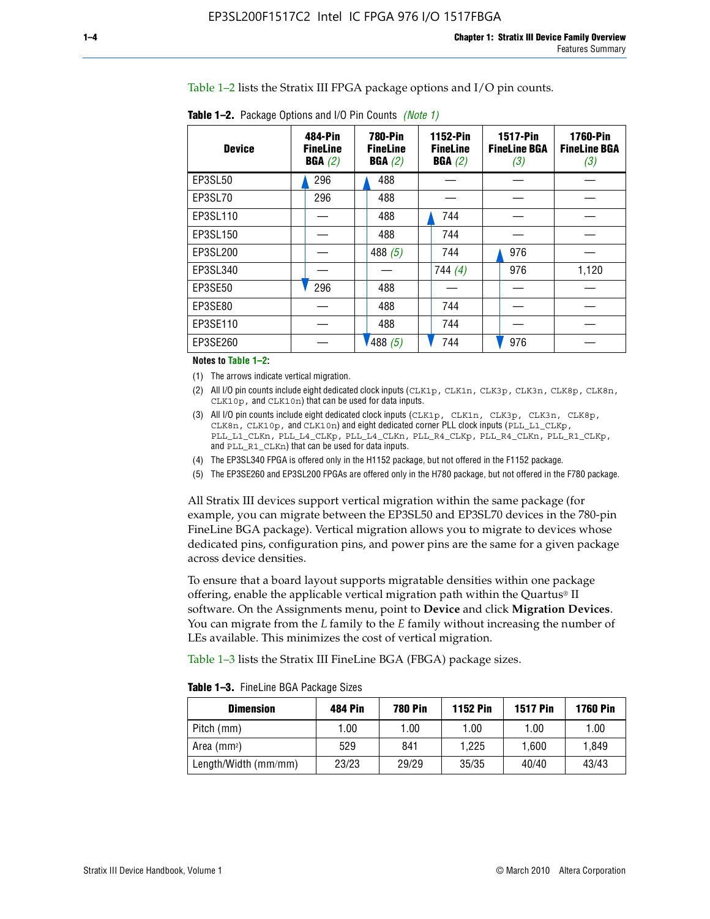Table 1–2 lists the Stratix III FPGA package options and I/O pin counts.

**Table 1–2.** Package Options and I/O Pin Counts *(Note 1)*

| Device | 484-Pin FineLine BGA *(2)* | 780-Pin FineLine BGA *(2)* | 1152-Pin FineLine BGA *(2)* | 1517-Pin FineLine BGA *(3)* | 1760-Pin FineLine BGA *(3)* |
|---|---|---|---|---|---|
| EP3SL50 | 296 | 488 | — | — | — |
| EP3SL70 | 296 | 488 | — | — | — |
| EP3SL110 | — | 488 | 744 | — | — |
| EP3SL150 | — | 488 | 744 | — | — |
| EP3SL200 | — | 488 *(5)* | 744 | 976 | — |
| EP3SL340 | — | — | 744 *(4)* | 976 | 1,120 |
| EP3SE50 | 296 | 488 | — | — | — |
| EP3SE80 | — | 488 | 744 | — | — |
| EP3SE110 | — | 488 | 744 | — | — |
| EP3SE260 | — | 488 *(5)* | 744 | 976 | — |

**Notes to Table 1–2:**

(1) The arrows indicate vertical migration.

(2) All I/O pin counts include eight dedicated clock inputs (CLK1p, CLK1n, CLK3p, CLK3n, CLK8p, CLK8n, CLK10p, and CLK10n) that can be used for data inputs.

(3) All I/O pin counts include eight dedicated clock inputs (CLK1p, CLK1n, CLK3p, CLK3n, CLK8p, CLK8n, CLK10p, and CLK10n) and eight dedicated corner PLL clock inputs (PLL_L1_CLKp, PLL_L1_CLKn, PLL_L4_CLKp, PLL_L4_CLKn, PLL_R4_CLKp, PLL_R4_CLKn, PLL_R1_CLKp, and PLL_R1_CLKn) that can be used for data inputs.

(4) The EP3SL340 FPGA is offered only in the H1152 package, but not offered in the F1152 package.

(5) The EP3SE260 and EP3SL200 FPGAs are offered only in the H780 package, but not offered in the F780 package.

All Stratix III devices support vertical migration within the same package (for example, you can migrate between the EP3SL50 and EP3SL70 devices in the 780-pin FineLine BGA package). Vertical migration allows you to migrate to devices whose dedicated pins, configuration pins, and power pins are the same for a given package across device densities.

To ensure that a board layout supports migratable densities within one package offering, enable the applicable vertical migration path within the Quartus® II software. On the Assignments menu, point to **Device** and click **Migration Devices**. You can migrate from the *L* family to the *E* family without increasing the number of LEs available. This minimizes the cost of vertical migration.

Table 1–3 lists the Stratix III FineLine BGA (FBGA) package sizes.

**Table 1–3.** FineLine BGA Package Sizes

| Dimension | 484 Pin | 780 Pin | 1152 Pin | 1517 Pin | 1760 Pin |
|---|---|---|---|---|---|
| Pitch (mm) | 1.00 | 1.00 | 1.00 | 1.00 | 1.00 |
| Area (mm$^2$) | 529 | 841 | 1,225 | 1,600 | 1,849 |
| Length/Width (mm/mm) | 23/23 | 29/29 | 35/35 | 40/40 | 43/43 |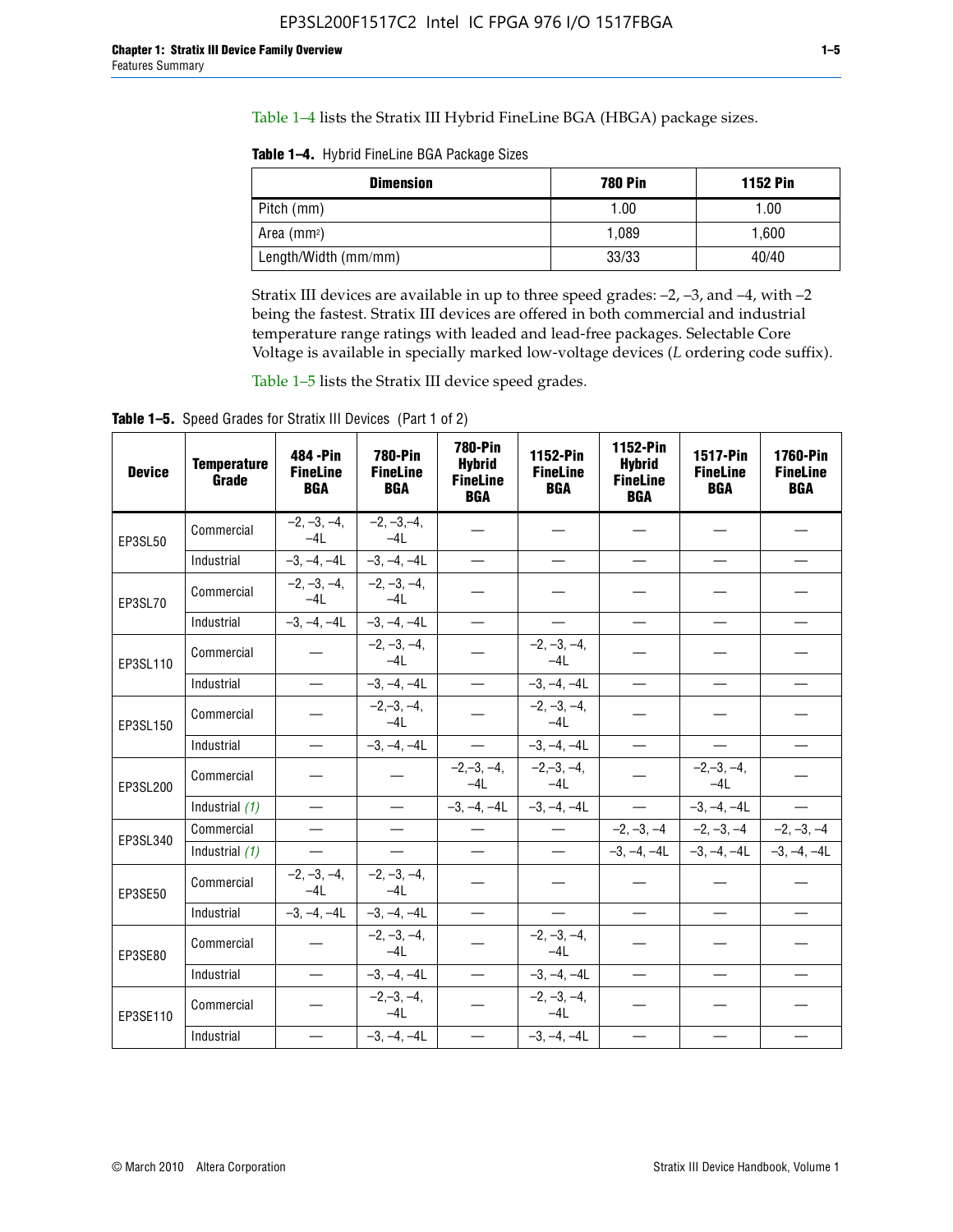Table 1–4 lists the Stratix III Hybrid FineLine BGA (HBGA) package sizes.

**Table 1–4.** Hybrid FineLine BGA Package Sizes

| Dimension | 780 Pin | 1152 Pin |
|---|---|---|
| Pitch (mm) | 1.00 | 1.00 |
| Area ($mm^2$) | 1,089 | 1,600 |
| Length/Width (mm/mm) | 33/33 | 40/40 |

Stratix III devices are available in up to three speed grades: –2, –3, and –4, with –2 being the fastest. Stratix III devices are offered in both commercial and industrial temperature range ratings with leaded and lead-free packages. Selectable Core Voltage is available in specially marked low-voltage devices (*L* ordering code suffix).

Table 1–5 lists the Stratix III device speed grades.

**Table 1–5.** Speed Grades for Stratix III Devices (Part 1 of 2)

| Device | Temperature Grade | 484 -Pin FineLine BGA | 780-Pin FineLine BGA | 780-Pin Hybrid FineLine BGA | 1152-Pin FineLine BGA | 1152-Pin Hybrid FineLine BGA | 1517-Pin FineLine BGA | 1760-Pin FineLine BGA |
|---|---|---|---|---|---|---|---|---|
| EP3SL50 | Commercial | –2, –3, –4, –4L | –2, –3,–4, –4L | — | — | — | — | — |
| | Industrial | –3, –4, –4L | –3, –4, –4L | — | — | — | — | — |
| EP3SL70 | Commercial | –2, –3, –4, –4L | –2, –3, –4, –4L | — | — | — | — | — |
| | Industrial | –3, –4, –4L | –3, –4, –4L | — | — | — | — | — |
| EP3SL110 | Commercial | — | –2, –3, –4, –4L | — | –2, –3, –4, –4L | — | — | — |
| | Industrial | — | –3, –4, –4L | — | –3, –4, –4L | — | — | — |
| EP3SL150 | Commercial | — | –2,–3, –4, –4L | — | –2, –3, –4, –4L | — | — | — |
| | Industrial | — | –3, –4, –4L | — | –3, –4, –4L | — | — | — |
| EP3SL200 | Commercial | — | — | –2,–3, –4, –4L | –2,–3, –4, –4L | — | –2,–3, –4, –4L | — |
| | Industrial *(1)* | — | — | –3, –4, –4L | –3, –4, –4L | — | –3, –4, –4L | — |
| EP3SL340 | Commercial | — | — | — | — | –2, –3, –4 | –2, –3, –4 | –2, –3, –4 |
| | Industrial *(1)* | — | — | — | — | –3, –4, –4L | –3, –4, –4L | –3, –4, –4L |
| EP3SE50 | Commercial | –2, –3, –4, –4L | –2, –3, –4, –4L | — | — | — | — | — |
| | Industrial | –3, –4, –4L | –3, –4, –4L | — | — | — | — | — |
| EP3SE80 | Commercial | — | –2, –3, –4, –4L | — | –2, –3, –4, –4L | — | — | — |
| | Industrial | — | –3, –4, –4L | — | –3, –4, –4L | — | — | — |
| EP3SE110 | Commercial | — | –2,–3, –4, –4L | — | –2, –3, –4, –4L | — | — | — |
| | Industrial | — | –3, –4, –4L | — | –3, –4, –4L | — | — | — |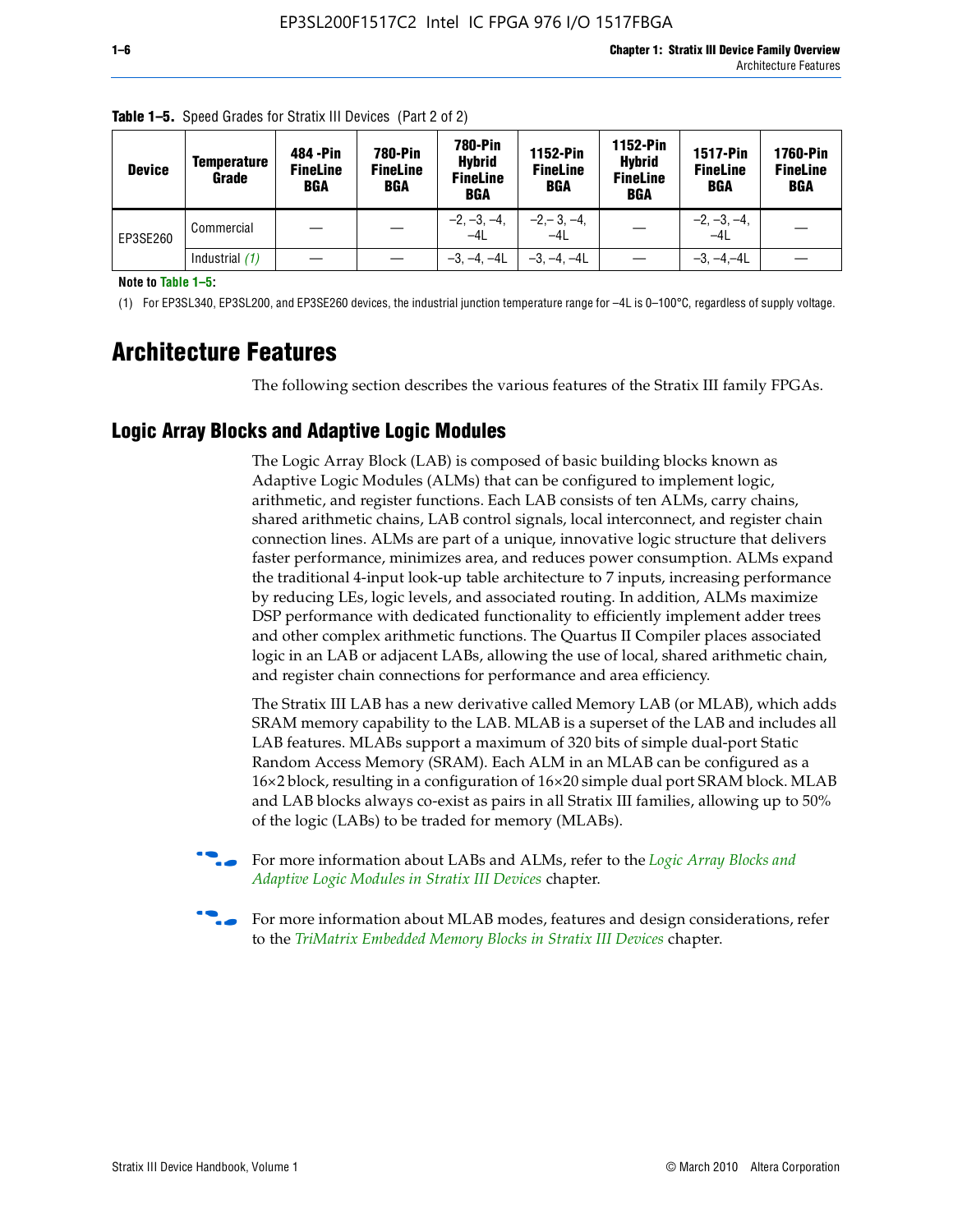**Table 1–5.** Speed Grades for Stratix III Devices (Part 2 of 2)

| Device | Temperature Grade | 484 -Pin FineLine BGA | 780-Pin FineLine BGA | 780-Pin Hybrid FineLine BGA | 1152-Pin FineLine BGA | 1152-Pin Hybrid FineLine BGA | 1517-Pin FineLine BGA | 1760-Pin FineLine BGA |
|---|---|---|---|---|---|---|---|---|
| EP3SE260 | Commercial | — | — | –2, –3, –4, –4L | –2,– 3, –4, –4L | — | –2, –3, –4, –4L | — |
| | Industrial *(1)* | — | — | –3, –4, –4L | –3, –4, –4L | — | –3, –4,–4L | — |

**Note to Table 1–5:**

(1) For EP3SL340, EP3SL200, and EP3SE260 devices, the industrial junction temperature range for –4L is 0–100°C, regardless of supply voltage.

# Architecture Features

The following section describes the various features of the Stratix III family FPGAs.

## Logic Array Blocks and Adaptive Logic Modules

The Logic Array Block (LAB) is composed of basic building blocks known as Adaptive Logic Modules (ALMs) that can be configured to implement logic, arithmetic, and register functions. Each LAB consists of ten ALMs, carry chains, shared arithmetic chains, LAB control signals, local interconnect, and register chain connection lines. ALMs are part of a unique, innovative logic structure that delivers faster performance, minimizes area, and reduces power consumption. ALMs expand the traditional 4-input look-up table architecture to 7 inputs, increasing performance by reducing LEs, logic levels, and associated routing. In addition, ALMs maximize DSP performance with dedicated functionality to efficiently implement adder trees and other complex arithmetic functions. The Quartus II Compiler places associated logic in an LAB or adjacent LABs, allowing the use of local, shared arithmetic chain, and register chain connections for performance and area efficiency.

The Stratix III LAB has a new derivative called Memory LAB (or MLAB), which adds SRAM memory capability to the LAB. MLAB is a superset of the LAB and includes all LAB features. MLABs support a maximum of 320 bits of simple dual-port Static Random Access Memory (SRAM). Each ALM in an MLAB can be configured as a 16×2 block, resulting in a configuration of 16×20 simple dual port SRAM block. MLAB and LAB blocks always co-exist as pairs in all Stratix III families, allowing up to 50% of the logic (LABs) to be traded for memory (MLABs).

For more information about LABs and ALMs, refer to the *Logic Array Blocks and Adaptive Logic Modules in Stratix III Devices* chapter.

For more information about MLAB modes, features and design considerations, refer to the *TriMatrix Embedded Memory Blocks in Stratix III Devices* chapter.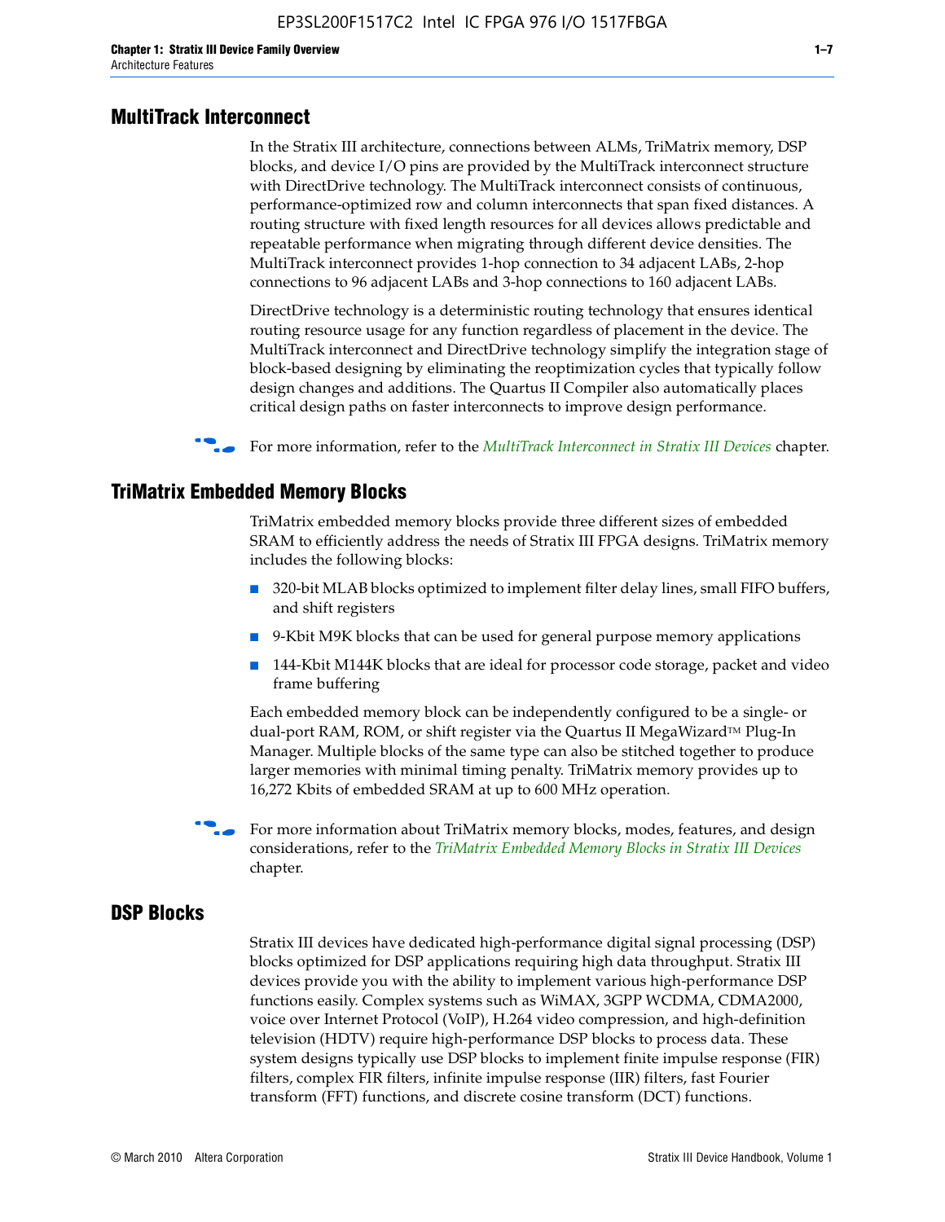## MultiTrack Interconnect

In the Stratix III architecture, connections between ALMs, TriMatrix memory, DSP blocks, and device I/O pins are provided by the MultiTrack interconnect structure with DirectDrive technology. The MultiTrack interconnect consists of continuous, performance-optimized row and column interconnects that span fixed distances. A routing structure with fixed length resources for all devices allows predictable and repeatable performance when migrating through different device densities. The MultiTrack interconnect provides 1-hop connection to 34 adjacent LABs, 2-hop connections to 96 adjacent LABs and 3-hop connections to 160 adjacent LABs.

DirectDrive technology is a deterministic routing technology that ensures identical routing resource usage for any function regardless of placement in the device. The MultiTrack interconnect and DirectDrive technology simplify the integration stage of block-based designing by eliminating the reoptimization cycles that typically follow design changes and additions. The Quartus II Compiler also automatically places critical design paths on faster interconnects to improve design performance.

For more information, refer to the *MultiTrack Interconnect in Stratix III Devices* chapter.

## TriMatrix Embedded Memory Blocks

TriMatrix embedded memory blocks provide three different sizes of embedded SRAM to efficiently address the needs of Stratix III FPGA designs. TriMatrix memory includes the following blocks:

- 320-bit MLAB blocks optimized to implement filter delay lines, small FIFO buffers, and shift registers
- 9-Kbit M9K blocks that can be used for general purpose memory applications
- 144-Kbit M144K blocks that are ideal for processor code storage, packet and video frame buffering

Each embedded memory block can be independently configured to be a single- or dual-port RAM, ROM, or shift register via the Quartus II MegaWizard™ Plug-In Manager. Multiple blocks of the same type can also be stitched together to produce larger memories with minimal timing penalty. TriMatrix memory provides up to 16,272 Kbits of embedded SRAM at up to 600 MHz operation.

For more information about TriMatrix memory blocks, modes, features, and design considerations, refer to the *TriMatrix Embedded Memory Blocks in Stratix III Devices* chapter.

## DSP Blocks

Stratix III devices have dedicated high-performance digital signal processing (DSP) blocks optimized for DSP applications requiring high data throughput. Stratix III devices provide you with the ability to implement various high-performance DSP functions easily. Complex systems such as WiMAX, 3GPP WCDMA, CDMA2000, voice over Internet Protocol (VoIP), H.264 video compression, and high-definition television (HDTV) require high-performance DSP blocks to process data. These system designs typically use DSP blocks to implement finite impulse response (FIR) filters, complex FIR filters, infinite impulse response (IIR) filters, fast Fourier transform (FFT) functions, and discrete cosine transform (DCT) functions.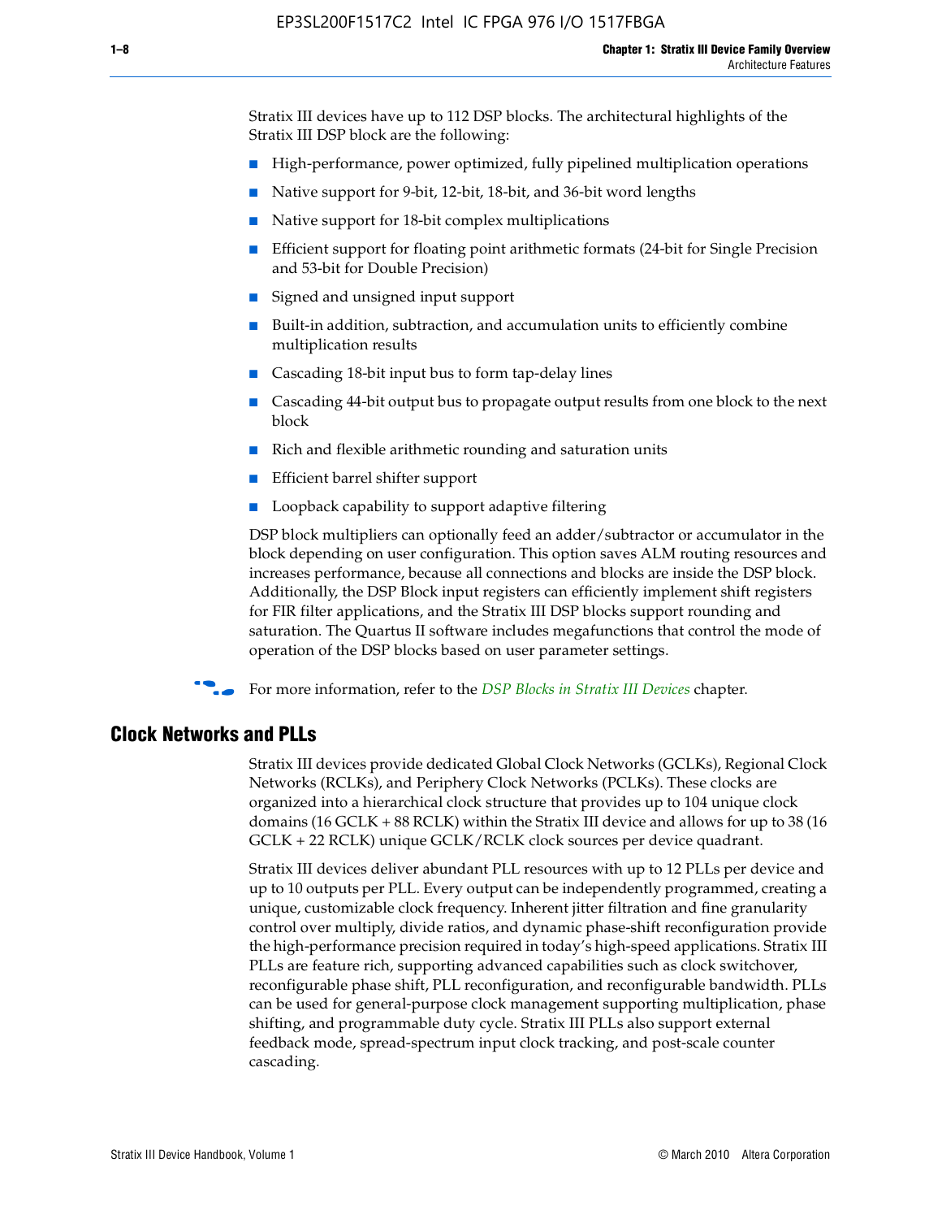Stratix III devices have up to 112 DSP blocks. The architectural highlights of the Stratix III DSP block are the following:

- High-performance, power optimized, fully pipelined multiplication operations
- Native support for 9-bit, 12-bit, 18-bit, and 36-bit word lengths
- Native support for 18-bit complex multiplications
- Efficient support for floating point arithmetic formats (24-bit for Single Precision and 53-bit for Double Precision)
- Signed and unsigned input support
- Built-in addition, subtraction, and accumulation units to efficiently combine multiplication results
- Cascading 18-bit input bus to form tap-delay lines
- Cascading 44-bit output bus to propagate output results from one block to the next block
- Rich and flexible arithmetic rounding and saturation units
- Efficient barrel shifter support
- Loopback capability to support adaptive filtering

DSP block multipliers can optionally feed an adder/subtractor or accumulator in the block depending on user configuration. This option saves ALM routing resources and increases performance, because all connections and blocks are inside the DSP block. Additionally, the DSP Block input registers can efficiently implement shift registers for FIR filter applications, and the Stratix III DSP blocks support rounding and saturation. The Quartus II software includes megafunctions that control the mode of operation of the DSP blocks based on user parameter settings.

For more information, refer to the *DSP Blocks in Stratix III Devices* chapter.

## Clock Networks and PLLs

Stratix III devices provide dedicated Global Clock Networks (GCLKs), Regional Clock Networks (RCLKs), and Periphery Clock Networks (PCLKs). These clocks are organized into a hierarchical clock structure that provides up to 104 unique clock domains (16 GCLK + 88 RCLK) within the Stratix III device and allows for up to 38 (16 GCLK + 22 RCLK) unique GCLK/RCLK clock sources per device quadrant.

Stratix III devices deliver abundant PLL resources with up to 12 PLLs per device and up to 10 outputs per PLL. Every output can be independently programmed, creating a unique, customizable clock frequency. Inherent jitter filtration and fine granularity control over multiply, divide ratios, and dynamic phase-shift reconfiguration provide the high-performance precision required in today's high-speed applications. Stratix III PLLs are feature rich, supporting advanced capabilities such as clock switchover, reconfigurable phase shift, PLL reconfiguration, and reconfigurable bandwidth. PLLs can be used for general-purpose clock management supporting multiplication, phase shifting, and programmable duty cycle. Stratix III PLLs also support external feedback mode, spread-spectrum input clock tracking, and post-scale counter cascading.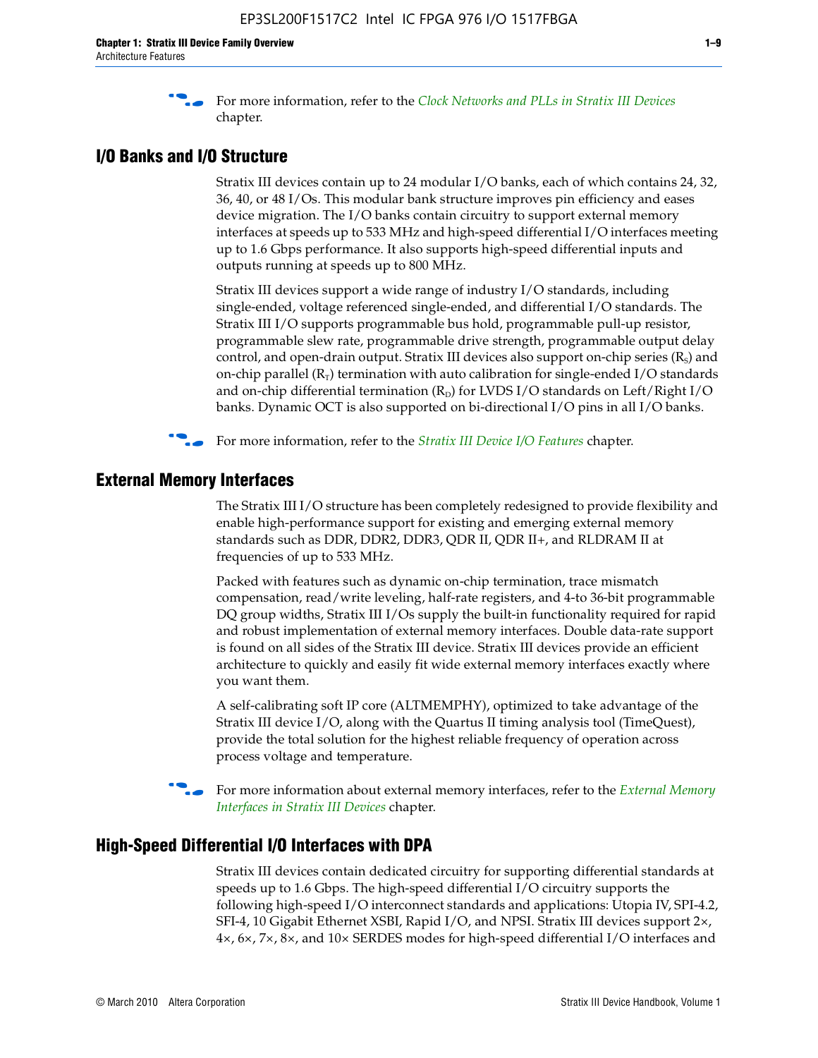For more information, refer to the *Clock Networks and PLLs in Stratix III Devices* chapter.

## I/O Banks and I/O Structure

Stratix III devices contain up to 24 modular I/O banks, each of which contains 24, 32, 36, 40, or 48 I/Os. This modular bank structure improves pin efficiency and eases device migration. The I/O banks contain circuitry to support external memory interfaces at speeds up to 533 MHz and high-speed differential I/O interfaces meeting up to 1.6 Gbps performance. It also supports high-speed differential inputs and outputs running at speeds up to 800 MHz.

Stratix III devices support a wide range of industry I/O standards, including single-ended, voltage referenced single-ended, and differential I/O standards. The Stratix III I/O supports programmable bus hold, programmable pull-up resistor, programmable slew rate, programmable drive strength, programmable output delay control, and open-drain output. Stratix III devices also support on-chip series ($R_S$) and on-chip parallel ($R_T$) termination with auto calibration for single-ended I/O standards and on-chip differential termination ($R_D$) for LVDS I/O standards on Left/Right I/O banks. Dynamic OCT is also supported on bi-directional I/O pins in all I/O banks.

For more information, refer to the *Stratix III Device I/O Features* chapter.

## External Memory Interfaces

The Stratix III I/O structure has been completely redesigned to provide flexibility and enable high-performance support for existing and emerging external memory standards such as DDR, DDR2, DDR3, QDR II, QDR II+, and RLDRAM II at frequencies of up to 533 MHz.

Packed with features such as dynamic on-chip termination, trace mismatch compensation, read/write leveling, half-rate registers, and 4-to 36-bit programmable DQ group widths, Stratix III I/Os supply the built-in functionality required for rapid and robust implementation of external memory interfaces. Double data-rate support is found on all sides of the Stratix III device. Stratix III devices provide an efficient architecture to quickly and easily fit wide external memory interfaces exactly where you want them.

A self-calibrating soft IP core (ALTMEMPHY), optimized to take advantage of the Stratix III device I/O, along with the Quartus II timing analysis tool (TimeQuest), provide the total solution for the highest reliable frequency of operation across process voltage and temperature.

For more information about external memory interfaces, refer to the *External Memory Interfaces in Stratix III Devices* chapter.

## High-Speed Differential I/O Interfaces with DPA

Stratix III devices contain dedicated circuitry for supporting differential standards at speeds up to 1.6 Gbps. The high-speed differential I/O circuitry supports the following high-speed I/O interconnect standards and applications: Utopia IV, SPI-4.2, SFI-4, 10 Gigabit Ethernet XSBI, Rapid I/O, and NPSI. Stratix III devices support 2×, 4×, 6×, 7×, 8×, and 10× SERDES modes for high-speed differential I/O interfaces and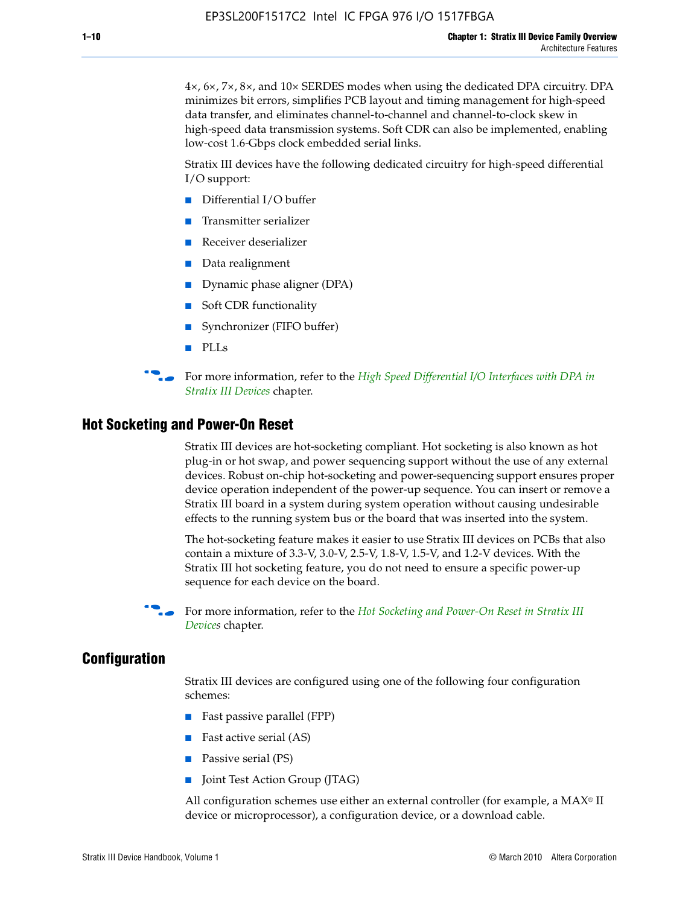4×, 6×, 7×, 8×, and 10× SERDES modes when using the dedicated DPA circuitry. DPA minimizes bit errors, simplifies PCB layout and timing management for high-speed data transfer, and eliminates channel-to-channel and channel-to-clock skew in high-speed data transmission systems. Soft CDR can also be implemented, enabling low-cost 1.6-Gbps clock embedded serial links.

Stratix III devices have the following dedicated circuitry for high-speed differential I/O support:

- Differential I/O buffer
- Transmitter serializer
- Receiver deserializer
- Data realignment
- Dynamic phase aligner (DPA)
- Soft CDR functionality
- Synchronizer (FIFO buffer)
- PLLs

For more information, refer to the *High Speed Differential I/O Interfaces with DPA in Stratix III Devices* chapter.

## Hot Socketing and Power-On Reset

Stratix III devices are hot-socketing compliant. Hot socketing is also known as hot plug-in or hot swap, and power sequencing support without the use of any external devices. Robust on-chip hot-socketing and power-sequencing support ensures proper device operation independent of the power-up sequence. You can insert or remove a Stratix III board in a system during system operation without causing undesirable effects to the running system bus or the board that was inserted into the system.

The hot-socketing feature makes it easier to use Stratix III devices on PCBs that also contain a mixture of 3.3-V, 3.0-V, 2.5-V, 1.8-V, 1.5-V, and 1.2-V devices. With the Stratix III hot socketing feature, you do not need to ensure a specific power-up sequence for each device on the board.

For more information, refer to the *Hot Socketing and Power-On Reset in Stratix III Devices* chapter.

## Configuration

Stratix III devices are configured using one of the following four configuration schemes:

- Fast passive parallel (FPP)
- Fast active serial (AS)
- Passive serial (PS)
- Joint Test Action Group (JTAG)

All configuration schemes use either an external controller (for example, a MAX® II device or microprocessor), a configuration device, or a download cable.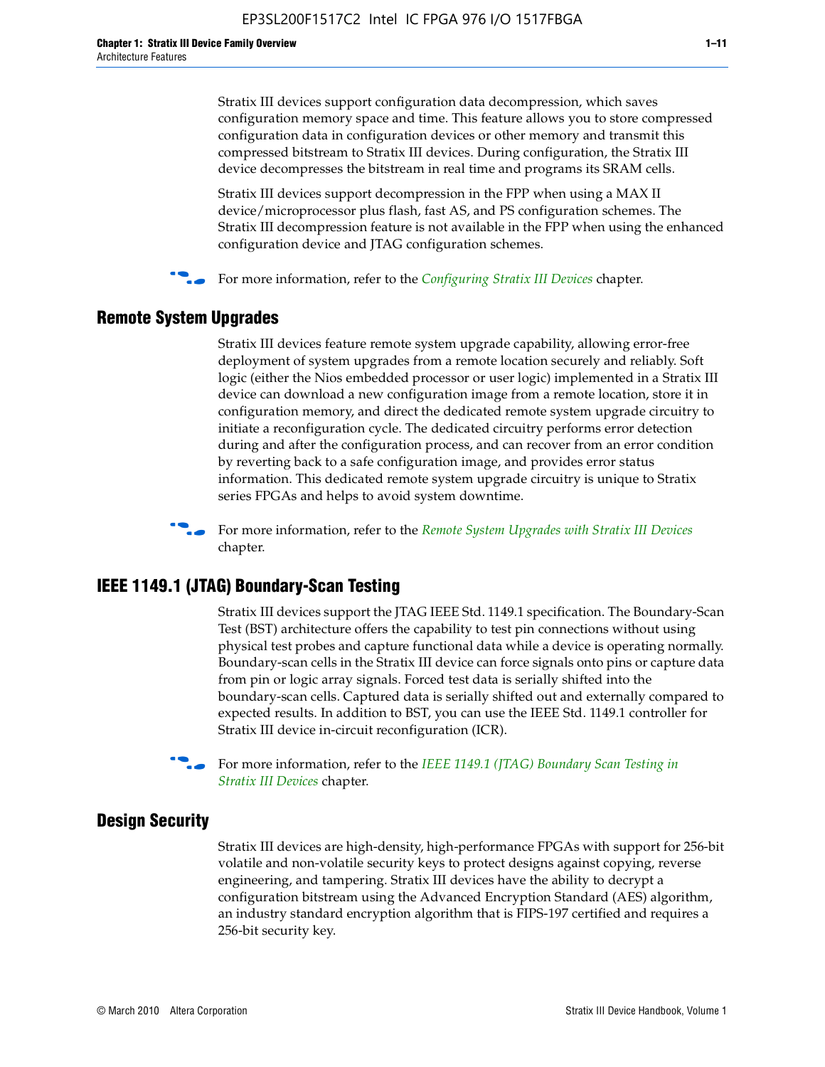Stratix III devices support configuration data decompression, which saves configuration memory space and time. This feature allows you to store compressed configuration data in configuration devices or other memory and transmit this compressed bitstream to Stratix III devices. During configuration, the Stratix III device decompresses the bitstream in real time and programs its SRAM cells.

Stratix III devices support decompression in the FPP when using a MAX II device/microprocessor plus flash, fast AS, and PS configuration schemes. The Stratix III decompression feature is not available in the FPP when using the enhanced configuration device and JTAG configuration schemes.

For more information, refer to the *Configuring Stratix III Devices* chapter.

## Remote System Upgrades

Stratix III devices feature remote system upgrade capability, allowing error-free deployment of system upgrades from a remote location securely and reliably. Soft logic (either the Nios embedded processor or user logic) implemented in a Stratix III device can download a new configuration image from a remote location, store it in configuration memory, and direct the dedicated remote system upgrade circuitry to initiate a reconfiguration cycle. The dedicated circuitry performs error detection during and after the configuration process, and can recover from an error condition by reverting back to a safe configuration image, and provides error status information. This dedicated remote system upgrade circuitry is unique to Stratix series FPGAs and helps to avoid system downtime.

For more information, refer to the *Remote System Upgrades with Stratix III Devices* chapter.

## IEEE 1149.1 (JTAG) Boundary-Scan Testing

Stratix III devices support the JTAG IEEE Std. 1149.1 specification. The Boundary-Scan Test (BST) architecture offers the capability to test pin connections without using physical test probes and capture functional data while a device is operating normally. Boundary-scan cells in the Stratix III device can force signals onto pins or capture data from pin or logic array signals. Forced test data is serially shifted into the boundary-scan cells. Captured data is serially shifted out and externally compared to expected results. In addition to BST, you can use the IEEE Std. 1149.1 controller for Stratix III device in-circuit reconfiguration (ICR).

For more information, refer to the *IEEE 1149.1 (JTAG) Boundary Scan Testing in Stratix III Devices* chapter.

## Design Security

Stratix III devices are high-density, high-performance FPGAs with support for 256-bit volatile and non-volatile security keys to protect designs against copying, reverse engineering, and tampering. Stratix III devices have the ability to decrypt a configuration bitstream using the Advanced Encryption Standard (AES) algorithm, an industry standard encryption algorithm that is FIPS-197 certified and requires a 256-bit security key.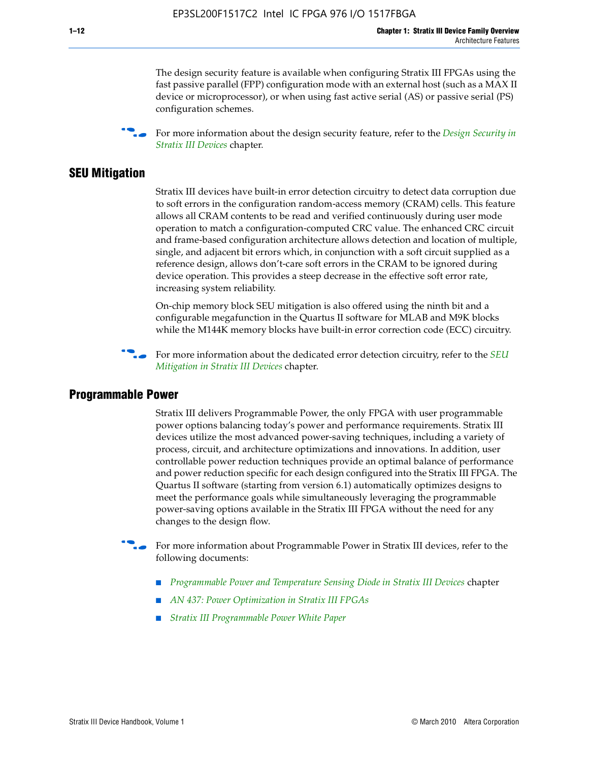The design security feature is available when configuring Stratix III FPGAs using the fast passive parallel (FPP) configuration mode with an external host (such as a MAX II device or microprocessor), or when using fast active serial (AS) or passive serial (PS) configuration schemes.

For more information about the design security feature, refer to the *Design Security in Stratix III Devices* chapter.

## SEU Mitigation

Stratix III devices have built-in error detection circuitry to detect data corruption due to soft errors in the configuration random-access memory (CRAM) cells. This feature allows all CRAM contents to be read and verified continuously during user mode operation to match a configuration-computed CRC value. The enhanced CRC circuit and frame-based configuration architecture allows detection and location of multiple, single, and adjacent bit errors which, in conjunction with a soft circuit supplied as a reference design, allows don't-care soft errors in the CRAM to be ignored during device operation. This provides a steep decrease in the effective soft error rate, increasing system reliability.

On-chip memory block SEU mitigation is also offered using the ninth bit and a configurable megafunction in the Quartus II software for MLAB and M9K blocks while the M144K memory blocks have built-in error correction code (ECC) circuitry.

For more information about the dedicated error detection circuitry, refer to the *SEU Mitigation in Stratix III Devices* chapter.

## Programmable Power

Stratix III delivers Programmable Power, the only FPGA with user programmable power options balancing today's power and performance requirements. Stratix III devices utilize the most advanced power-saving techniques, including a variety of process, circuit, and architecture optimizations and innovations. In addition, user controllable power reduction techniques provide an optimal balance of performance and power reduction specific for each design configured into the Stratix III FPGA. The Quartus II software (starting from version 6.1) automatically optimizes designs to meet the performance goals while simultaneously leveraging the programmable power-saving options available in the Stratix III FPGA without the need for any changes to the design flow.

For more information about Programmable Power in Stratix III devices, refer to the following documents:

- *Programmable Power and Temperature Sensing Diode in Stratix III Devices* chapter
- *AN 437: Power Optimization in Stratix III FPGAs*
- *Stratix III Programmable Power White Paper*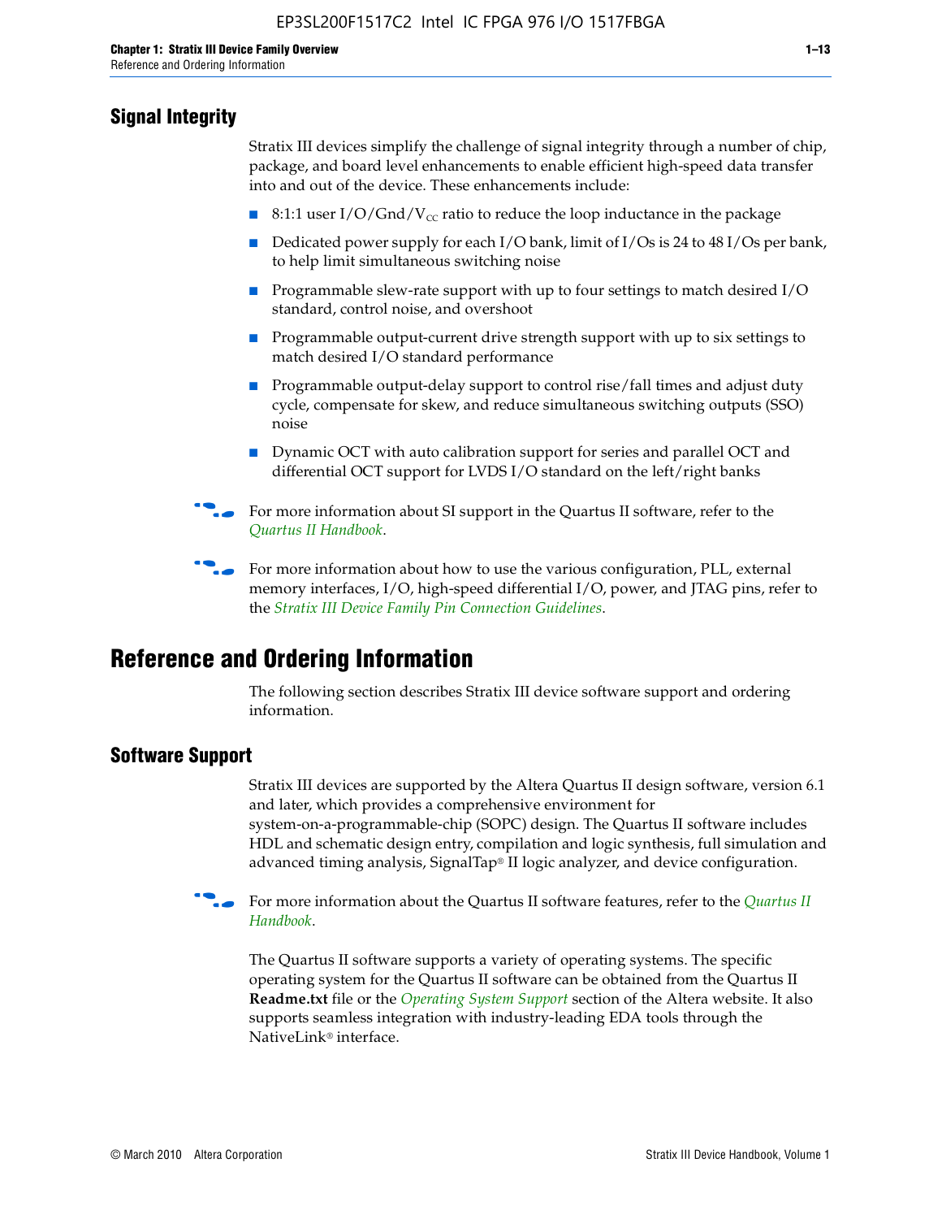## Signal Integrity

Stratix III devices simplify the challenge of signal integrity through a number of chip, package, and board level enhancements to enable efficient high-speed data transfer into and out of the device. These enhancements include:

- 8:1:1 user I/O/Gnd/$V_{CC}$ ratio to reduce the loop inductance in the package
- Dedicated power supply for each I/O bank, limit of I/Os is 24 to 48 I/Os per bank, to help limit simultaneous switching noise
- Programmable slew-rate support with up to four settings to match desired I/O standard, control noise, and overshoot
- Programmable output-current drive strength support with up to six settings to match desired I/O standard performance
- Programmable output-delay support to control rise/fall times and adjust duty cycle, compensate for skew, and reduce simultaneous switching outputs (SSO) noise
- Dynamic OCT with auto calibration support for series and parallel OCT and differential OCT support for LVDS I/O standard on the left/right banks

For more information about SI support in the Quartus II software, refer to the *Quartus II Handbook*.

For more information about how to use the various configuration, PLL, external memory interfaces, I/O, high-speed differential I/O, power, and JTAG pins, refer to the *Stratix III Device Family Pin Connection Guidelines*.

# Reference and Ordering Information

The following section describes Stratix III device software support and ordering information.

## Software Support

Stratix III devices are supported by the Altera Quartus II design software, version 6.1 and later, which provides a comprehensive environment for system-on-a-programmable-chip (SOPC) design. The Quartus II software includes HDL and schematic design entry, compilation and logic synthesis, full simulation and advanced timing analysis, SignalTap® II logic analyzer, and device configuration.

For more information about the Quartus II software features, refer to the *Quartus II Handbook*.

The Quartus II software supports a variety of operating systems. The specific operating system for the Quartus II software can be obtained from the Quartus II **Readme.txt** file or the *Operating System Support* section of the Altera website. It also supports seamless integration with industry-leading EDA tools through the NativeLink® interface.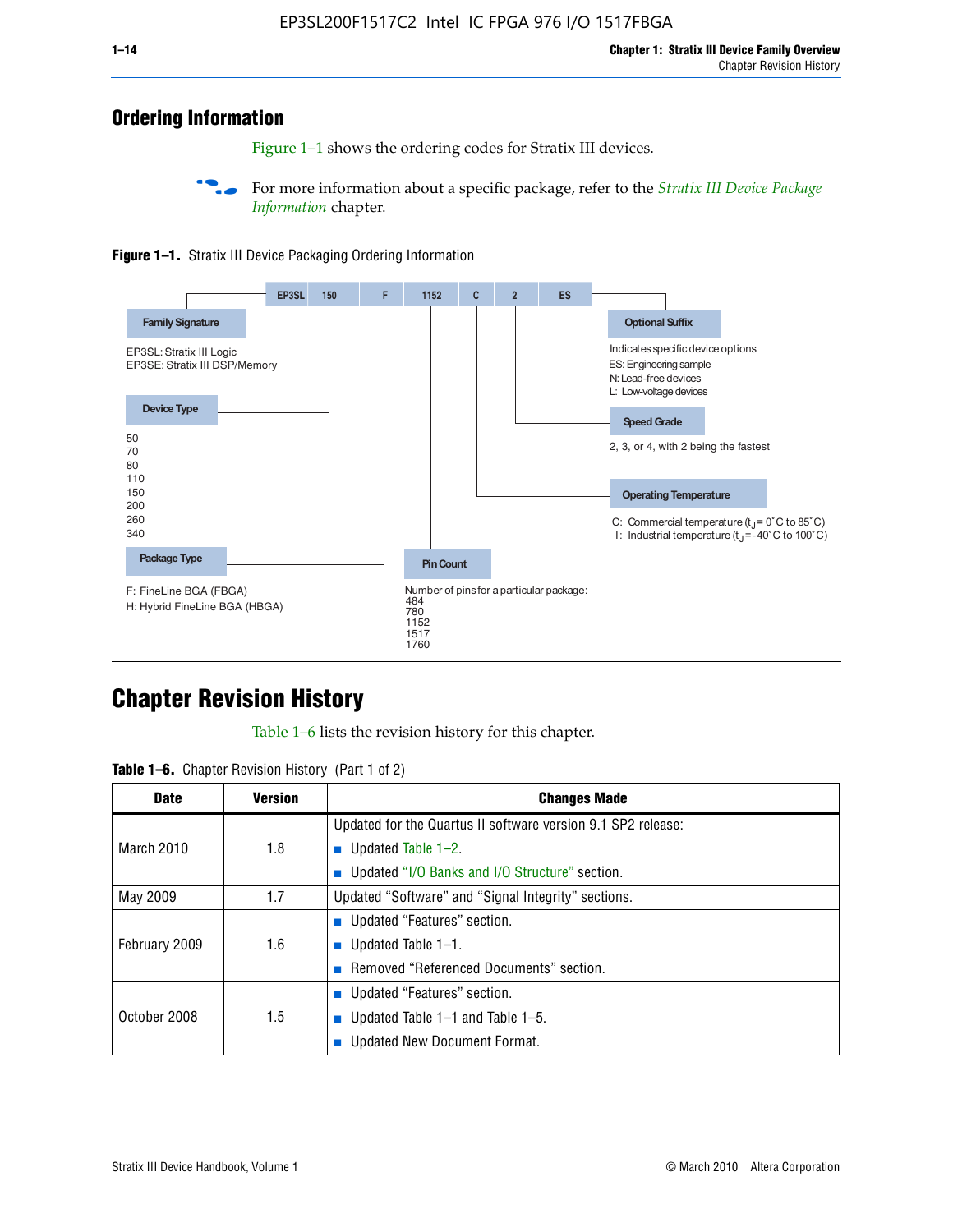## Ordering Information

Figure 1–1 shows the ordering codes for Stratix III devices.

For more information about a specific package, refer to the *Stratix III Device Package Information* chapter.

**Figure 1–1.** Stratix III Device Packaging Ordering Information

EP3SL | 150 | F | 1152 | C | 2 | ES

**Family Signature**

EP3SL: Stratix III Logic
EP3SE: Stratix III DSP/Memory

**Device Type**

50
70
80
110
150
200
260
340

**Package Type**

F: FineLine BGA (FBGA)
H: Hybrid FineLine BGA (HBGA)

**Pin Count**

Number of pins for a particular package:
484
780
1152
1517
1760

**Operating Temperature**

C: Commercial temperature ($t_J$ = 0°C to 85°C)
I: Industrial temperature ($t_J$ = -40°C to 100°C)

**Speed Grade**

2, 3, or 4, with 2 being the fastest

**Optional Suffix**

Indicates specific device options
ES: Engineering sample
N: Lead-free devices
L: Low-voltage devices

## Chapter Revision History

Table 1–6 lists the revision history for this chapter.

**Table 1–6.** Chapter Revision History (Part 1 of 2)

| Date | Version | Changes Made |
|---|---|---|
| March 2010 | 1.8 | Updated for the Quartus II software version 9.1 SP2 release:<br>■ Updated Table 1–2.<br>■ Updated "I/O Banks and I/O Structure" section. |
| May 2009 | 1.7 | Updated "Software" and "Signal Integrity" sections. |
| February 2009 | 1.6 | ■ Updated "Features" section.<br>■ Updated Table 1–1.<br>■ Removed "Referenced Documents" section. |
| October 2008 | 1.5 | ■ Updated "Features" section.<br>■ Updated Table 1–1 and Table 1–5.<br>■ Updated New Document Format. |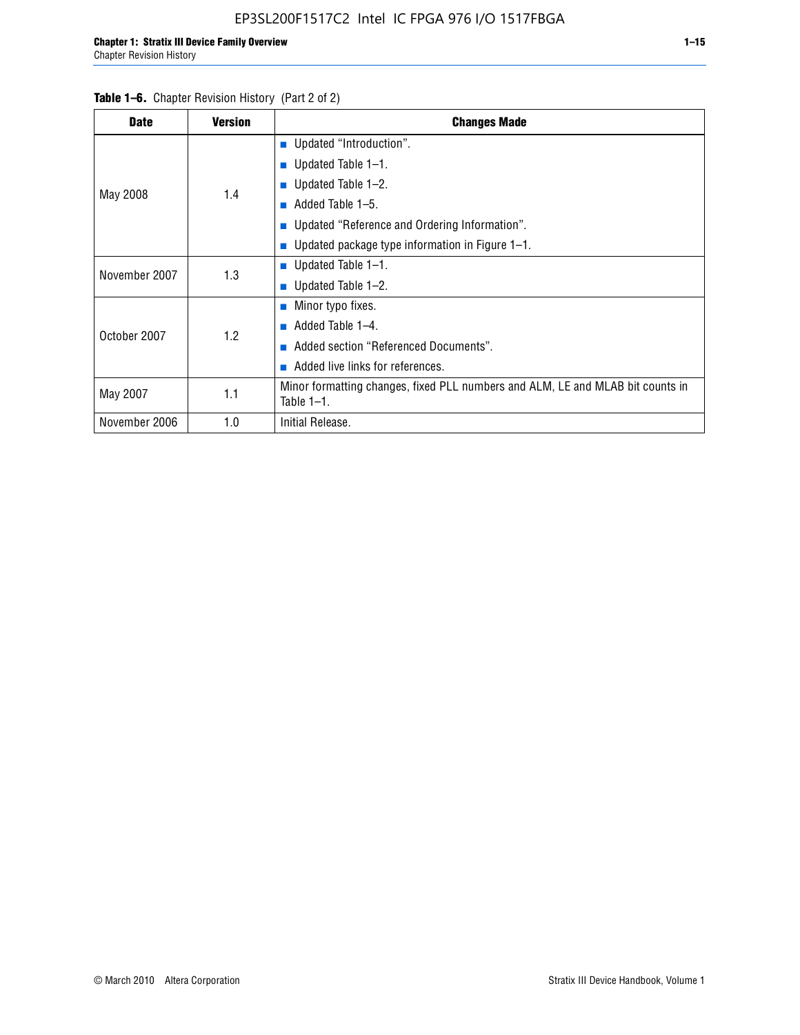**Table 1–6.** Chapter Revision History (Part 2 of 2)

| Date | Version | Changes Made |
|---|---|---|
| May 2008 | 1.4 | ■ Updated "Introduction".<br>■ Updated Table 1–1.<br>■ Updated Table 1–2.<br>■ Added Table 1–5.<br>■ Updated "Reference and Ordering Information".<br>■ Updated package type information in Figure 1–1. |
| November 2007 | 1.3 | ■ Updated Table 1–1.<br>■ Updated Table 1–2. |
| October 2007 | 1.2 | ■ Minor typo fixes.<br>■ Added Table 1–4.<br>■ Added section "Referenced Documents".<br>■ Added live links for references. |
| May 2007 | 1.1 | Minor formatting changes, fixed PLL numbers and ALM, LE and MLAB bit counts in Table 1–1. |
| November 2006 | 1.0 | Initial Release. |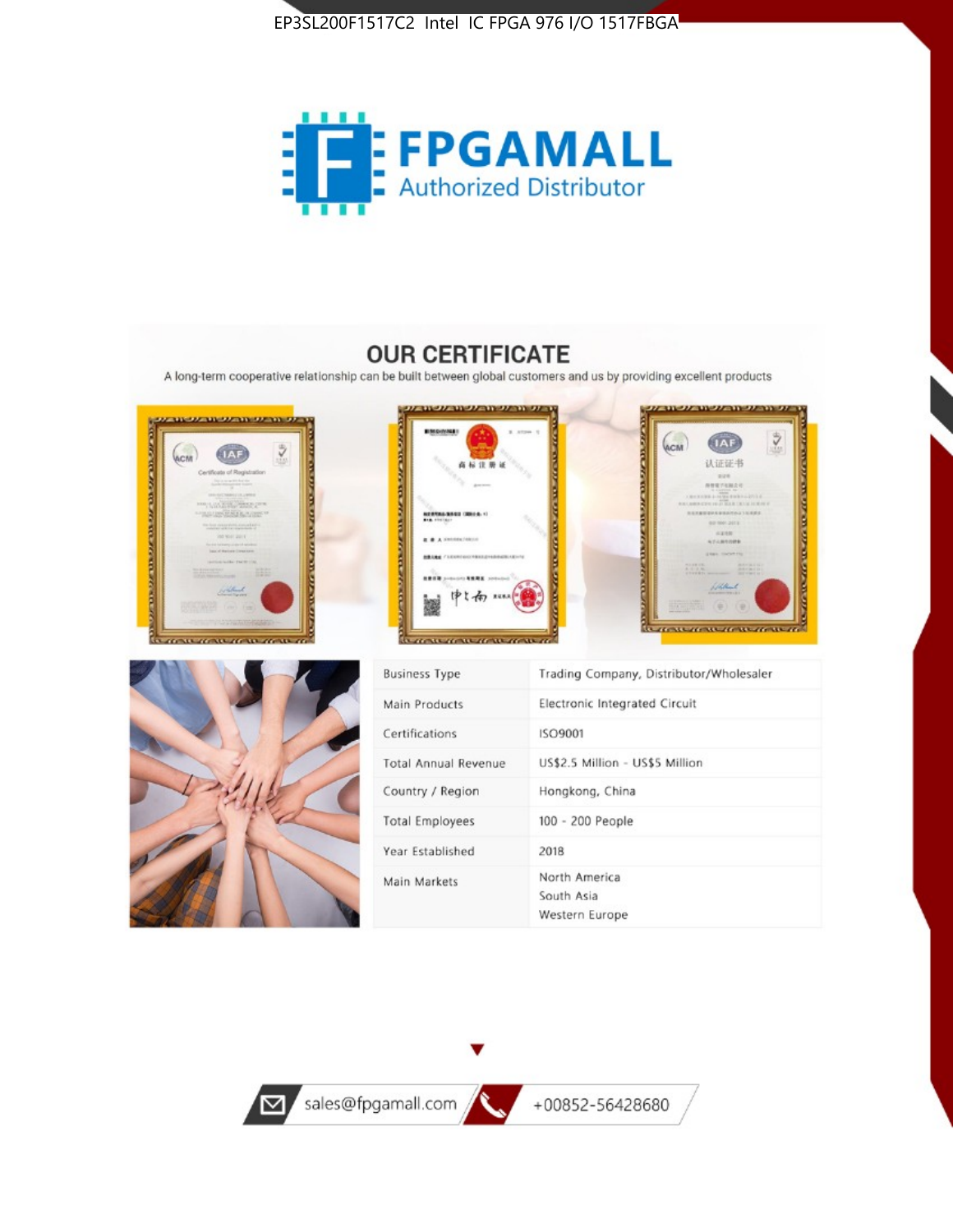FPGAMALL
Authorized Distributor

## OUR CERTIFICATE

A long-term cooperative relationship can be built between global customers and us by providing excellent products

| | |
|---|---|
| Business Type | Trading Company, Distributor/Wholesaler |
| Main Products | Electronic Integrated Circuit |
| Certifications | ISO9001 |
| Total Annual Revenue | US$2.5 Million - US$5 Million |
| Country / Region | Hongkong, China |
| Total Employees | 100 - 200 People |
| Year Established | 2018 |
| Main Markets | North America<br>South Asia<br>Western Europe |

sales@fpgamall.com

+00852-56428680